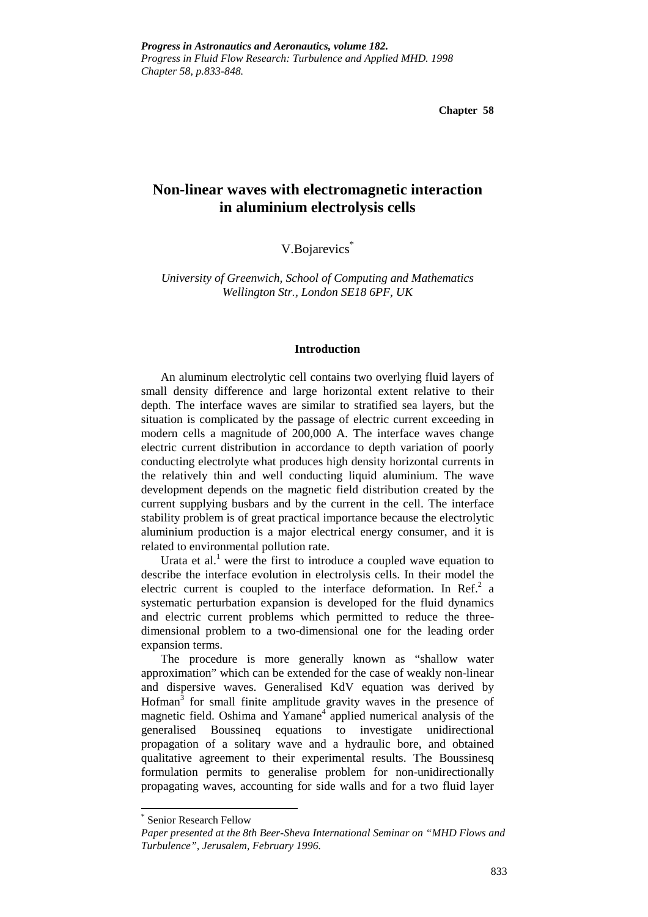*Progress in Astronautics and Aeronautics, volume 182.*
*Progress in Fluid Flow Research: Turbulence and Applied MHD. 1998*
*Chapter 58, p.833-848.*

**Chapter 58**

# Non-linear waves with electromagnetic interaction in aluminium electrolysis cells

V.Bojarevics*

*University of Greenwich, School of Computing and Mathematics*
*Wellington Str., London SE18 6PF, UK*

## Introduction

An aluminum electrolytic cell contains two overlying fluid layers of small density difference and large horizontal extent relative to their depth. The interface waves are similar to stratified sea layers, but the situation is complicated by the passage of electric current exceeding in modern cells a magnitude of 200,000 A. The interface waves change electric current distribution in accordance to depth variation of poorly conducting electrolyte what produces high density horizontal currents in the relatively thin and well conducting liquid aluminium. The wave development depends on the magnetic field distribution created by the current supplying busbars and by the current in the cell. The interface stability problem is of great practical importance because the electrolytic aluminium production is a major electrical energy consumer, and it is related to environmental pollution rate.

Urata et al.[1] were the first to introduce a coupled wave equation to describe the interface evolution in electrolysis cells. In their model the electric current is coupled to the interface deformation. In Ref.[2] a systematic perturbation expansion is developed for the fluid dynamics and electric current problems which permitted to reduce the three-dimensional problem to a two-dimensional one for the leading order expansion terms.

The procedure is more generally known as "shallow water approximation" which can be extended for the case of weakly non-linear and dispersive waves. Generalised KdV equation was derived by Hofman[3] for small finite amplitude gravity waves in the presence of magnetic field. Oshima and Yamane[4] applied numerical analysis of the generalised Boussineq equations to investigate unidirectional propagation of a solitary wave and a hydraulic bore, and obtained qualitative agreement to their experimental results. The Boussinesq formulation permits to generalise problem for non-unidirectionally propagating waves, accounting for side walls and for a two fluid layer

---

\* Senior Research Fellow

*Paper presented at the 8th Beer-Sheva International Seminar on "MHD Flows and Turbulence", Jerusalem, February 1996.*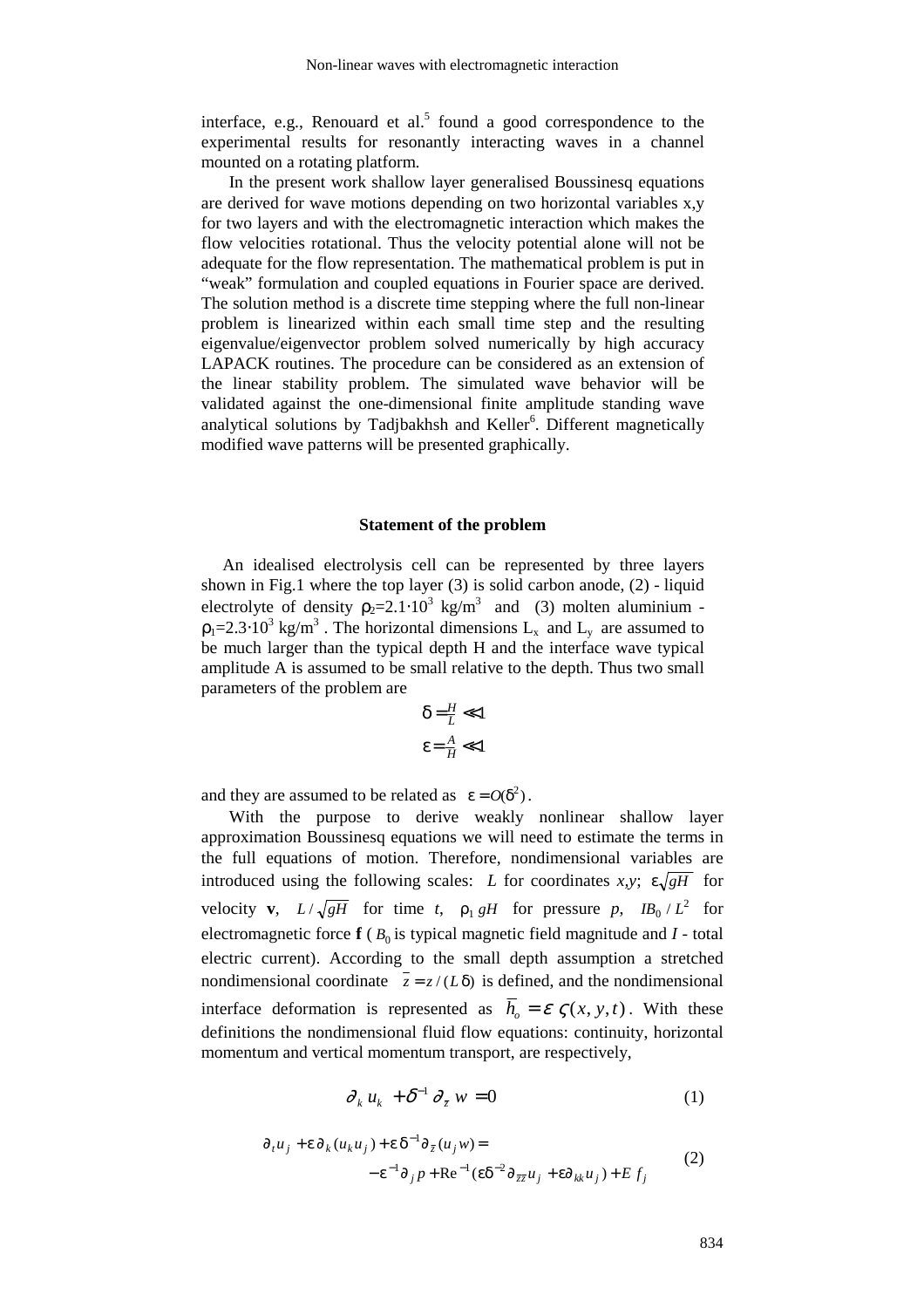interface, e.g., Renouard et al.[5] found a good correspondence to the experimental results for resonantly interacting waves in a channel mounted on a rotating platform.

In the present work shallow layer generalised Boussinesq equations are derived for wave motions depending on two horizontal variables x,y for two layers and with the electromagnetic interaction which makes the flow velocities rotational. Thus the velocity potential alone will not be adequate for the flow representation. The mathematical problem is put in "weak" formulation and coupled equations in Fourier space are derived. The solution method is a discrete time stepping where the full non-linear problem is linearized within each small time step and the resulting eigenvalue/eigenvector problem solved numerically by high accuracy LAPACK routines. The procedure can be considered as an extension of the linear stability problem. The simulated wave behavior will be validated against the one-dimensional finite amplitude standing wave analytical solutions by Tadjbakhsh and Keller[6]. Different magnetically modified wave patterns will be presented graphically.

## Statement of the problem

An idealised electrolysis cell can be represented by three layers shown in Fig.1 where the top layer (3) is solid carbon anode, (2) - liquid electrolyte of density $\rho_2=2.1\cdot10^3$ kg/m$^3$ and (3) molten aluminium - $\rho_1=2.3\cdot10^3$ kg/m$^3$ . The horizontal dimensions $L_x$ and $L_y$ are assumed to be much larger than the typical depth H and the interface wave typical amplitude A is assumed to be small relative to the depth. Thus two small parameters of the problem are

$$\delta = \tfrac{H}{L} \ll 1$$

$$\varepsilon = \tfrac{A}{H} \ll 1$$

and they are assumed to be related as $\varepsilon = O(\delta^2)$.

With the purpose to derive weakly nonlinear shallow layer approximation Boussinesq equations we will need to estimate the terms in the full equations of motion. Therefore, nondimensional variables are introduced using the following scales: $L$ for coordinates $x$,$y$; $\varepsilon\sqrt{gH}$ for velocity $\mathbf{v}$, $L/\sqrt{gH}$ for time $t$, $\rho_1 gH$ for pressure $p$, $IB_0/L^2$ for electromagnetic force $\mathbf{f}$ ( $B_0$ is typical magnetic field magnitude and $I$ - total electric current). According to the small depth assumption a stretched nondimensional coordinate $\bar{z} = z/(L\delta)$ is defined, and the nondimensional interface deformation is represented as $\bar{h}_o = \varepsilon\, \zeta(x,y,t)$. With these definitions the nondimensional fluid flow equations: continuity, horizontal momentum and vertical momentum transport, are respectively,

$$\partial_k u_k + \delta^{-1} \partial_{\bar{z}} w = 0 \tag{1}$$

$$\begin{aligned}\partial_t u_j + \varepsilon\, \partial_k (u_k u_j) + \varepsilon\, \delta^{-1} \partial_{\bar{z}} (u_j w) = \\ -\varepsilon^{-1} \partial_j p + \mathrm{Re}^{-1} (\varepsilon \delta^{-2} \partial_{\bar{z}\bar{z}} u_j + \varepsilon \partial_{kk} u_j) + E\, f_j\end{aligned} \tag{2}$$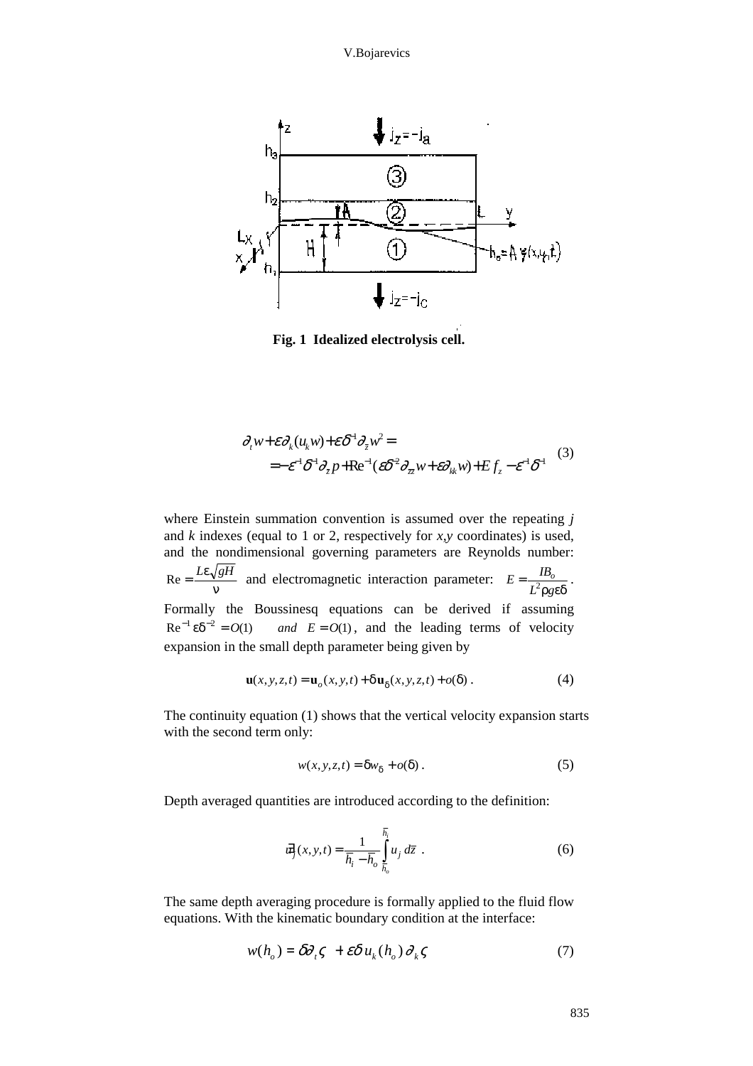**Fig. 1 Idealized electrolysis cell.**

$$
\begin{aligned}
&\partial_t w + \varepsilon \partial_k (u_k w) + \varepsilon \delta^{-1} \partial_z w^2 = \\
&\quad = -\varepsilon^{-1} \delta^{-1} \partial_z p + \mathrm{Re}^{-1} (\varepsilon \delta^{-2} \partial_{zz} w + \varepsilon \partial_{kk} w) + E f_z - \varepsilon^{-1} \delta^{-1}
\end{aligned}
\tag{3}
$$

where Einstein summation convention is assumed over the repeating *j* and *k* indexes (equal to 1 or 2, respectively for *x*,*y* coordinates) is used, and the nondimensional governing parameters are Reynolds number: $\mathrm{Re} = \dfrac{L\varepsilon\sqrt{gH}}{\nu}$ and electromagnetic interaction parameter: $E = \dfrac{IB_o}{L^2 \rho g \varepsilon \delta}$. Formally the Boussinesq equations can be derived if assuming $\mathrm{Re}^{-1} \varepsilon \delta^{-2} = O(1)$ *and* $E = O(1)$, and the leading terms of velocity expansion in the small depth parameter being given by

$$
\mathbf{u}(x,y,z,t) = \mathbf{u}_o(x,y,t) + \delta \mathbf{u}_\delta(x,y,z,t) + o(\delta) . \tag{4}
$$

The continuity equation (1) shows that the vertical velocity expansion starts with the second term only:

$$
w(x,y,z,t) = \delta w_\delta + o(\delta) . \tag{5}
$$

Depth averaged quantities are introduced according to the definition:

$$
\bar{u}_j(x,y,t) = \frac{1}{\bar{h}_i - \bar{h}_o} \int_{\bar{h}_o}^{\bar{h}_i} u_j \, d\bar{z} \ . \tag{6}
$$

The same depth averaging procedure is formally applied to the fluid flow equations. With the kinematic boundary condition at the interface:

$$
w(h_o) = \delta \partial_t \varsigma \ + \varepsilon \delta \, u_k(h_o) \, \partial_k \varsigma \tag{7}
$$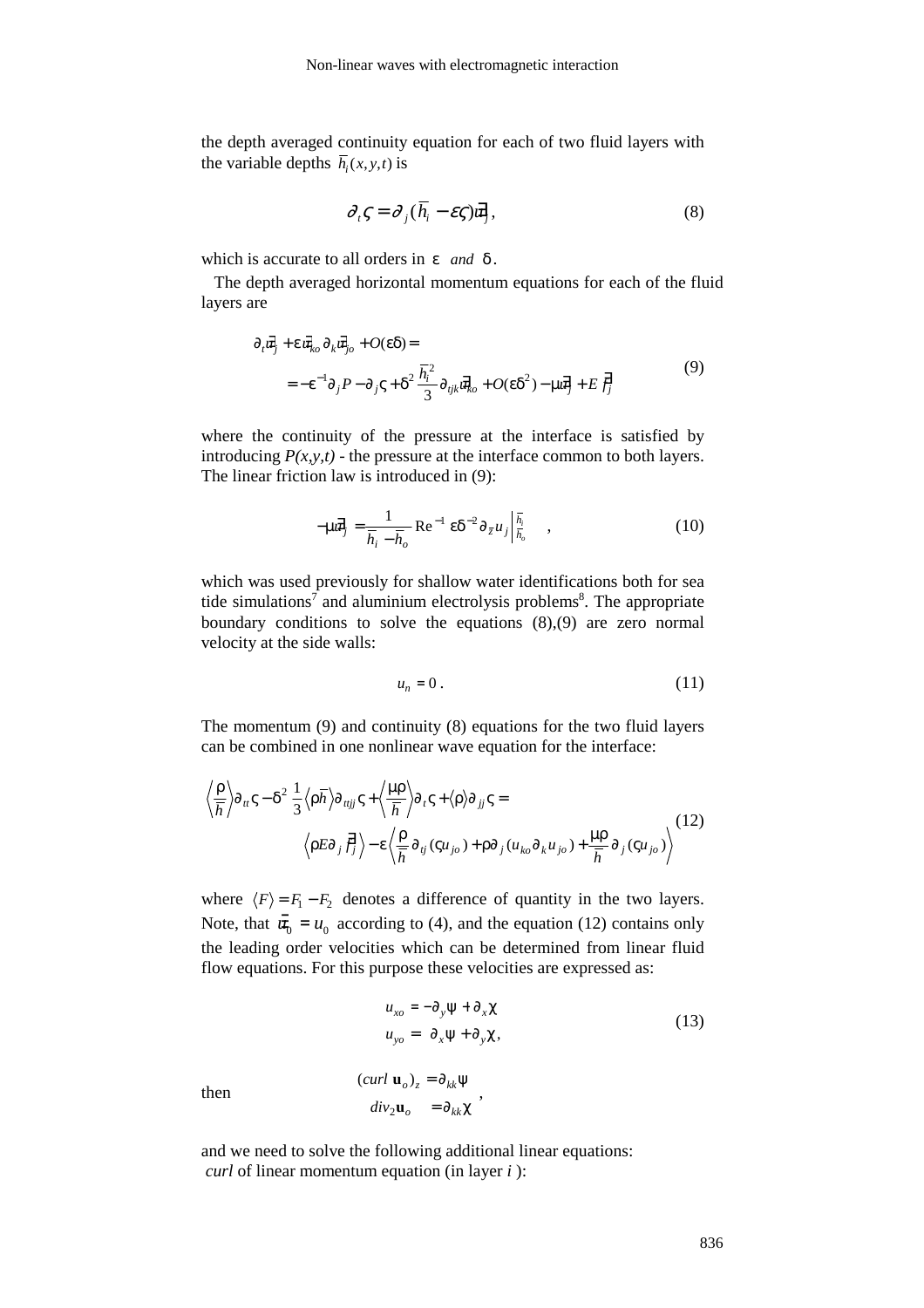the depth averaged continuity equation for each of two fluid layers with the variable depths $\bar{h}_i(x,y,t)$ is

$$\partial_t \varsigma = \partial_j (\bar{h}_i - \varepsilon\varsigma)\bar{u}_j \,, \tag{8}$$

which is accurate to all orders in $\varepsilon$ *and* $\delta$.

The depth averaged horizontal momentum equations for each of the fluid layers are

$$\begin{aligned} &\partial_t \bar{u}_j + \varepsilon \bar{u}_{ko} \partial_k \bar{u}_{jo} + O(\varepsilon\delta) = \\ &= -\varepsilon^{-1} \partial_j P - \partial_j \varsigma + \delta^2 \frac{\bar{h}_i^2}{3} \partial_{tjk} \bar{u}_{ko} + O(\varepsilon\delta^2) - \mu \bar{u}_j + E\,\bar{f}_j \end{aligned} \tag{9}$$

where the continuity of the pressure at the interface is satisfied by introducing *P(x,y,t)* - the pressure at the interface common to both layers. The linear friction law is introduced in (9):

$$-\mu \bar{u}_j = \frac{1}{\bar{h}_i - \bar{h}_o} \operatorname{Re}^{-1} \varepsilon\delta^{-2} \partial_{\bar{z}} u_j \Big|_{\bar{h}_o}^{\bar{h}_i} \quad , \tag{10}$$

which was used previously for shallow water identifications both for sea tide simulations[7] and aluminium electrolysis problems[8]. The appropriate boundary conditions to solve the equations (8),(9) are zero normal velocity at the side walls:

$$u_n = 0\,. \tag{11}$$

The momentum (9) and continuity (8) equations for the two fluid layers can be combined in one nonlinear wave equation for the interface:

$$\begin{aligned} &\left\langle \frac{\rho}{\bar{h}} \right\rangle \partial_{tt}\varsigma - \delta^2 \frac{1}{3} \left\langle \rho \bar{h} \right\rangle \partial_{ttjj}\varsigma + \left\langle \frac{\mu\rho}{\bar{h}} \right\rangle \partial_t \varsigma + \langle \rho \rangle \partial_{jj}\varsigma = \\ &\left\langle \rho E \partial_j \bar{f}_j \right\rangle - \varepsilon \left\langle \frac{\rho}{\bar{h}} \partial_{tj} (\varsigma u_{jo}) + \rho \partial_j (u_{ko} \partial_k u_{jo}) + \frac{\mu\rho}{\bar{h}} \partial_j (\varsigma u_{jo}) \right\rangle \end{aligned} \tag{12}$$

where $\langle F \rangle = F_1 - F_2$ denotes a difference of quantity in the two layers. Note, that $\bar{u}_0 = u_0$ according to (4), and the equation (12) contains only the leading order velocities which can be determined from linear fluid flow equations. For this purpose these velocities are expressed as:

$$\begin{aligned} u_{xo} &= -\partial_y \psi + \partial_x \chi \\ u_{yo} &= \ \ \partial_x \psi + \partial_y \chi, \end{aligned} \tag{13}$$

then

$$\begin{aligned} (curl\, \mathbf{u}_o)_z &= \partial_{kk}\psi \\ div_2 \mathbf{u}_o &= \partial_{kk}\chi \end{aligned} \;,$$

and we need to solve the following additional linear equations:
*curl* of linear momentum equation (in layer *i* ):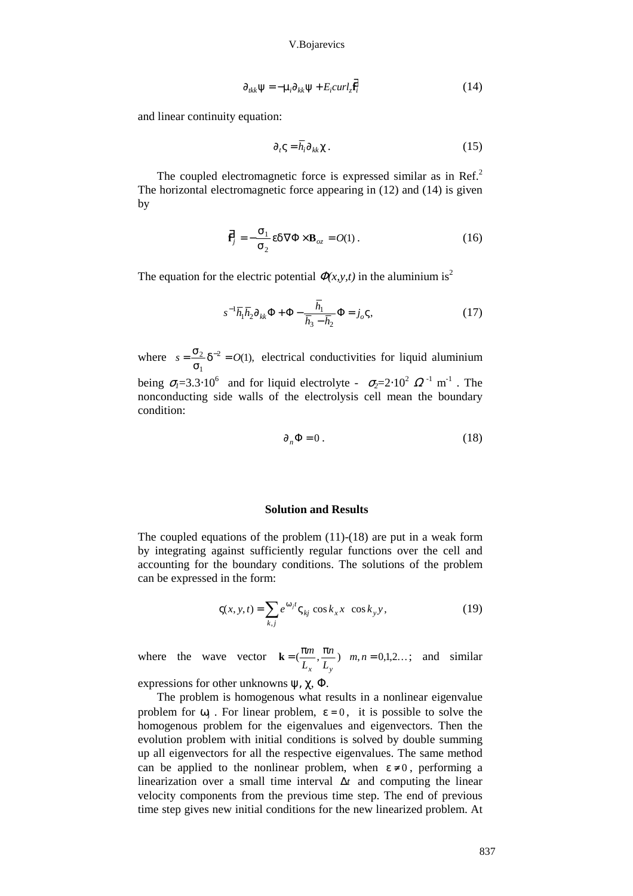$$\partial_{tkk}\psi = -\mu_i \partial_{kk}\psi + E_i curl_z \mathbf{f}_i \tag{14}$$

and linear continuity equation:

$$\partial_t \varsigma = \bar{h}_i \partial_{kk}\chi \,. \tag{15}$$

The coupled electromagnetic force is expressed similar as in Ref.[2] The horizontal electromagnetic force appearing in (12) and (14) is given by

$$\mathbf{f}_j = -\frac{\sigma_1}{\sigma_2}\varepsilon\delta\nabla\Phi \times \mathbf{B}_{oz} = O(1)\,. \tag{16}$$

The equation for the electric potential $\Phi(x,y,t)$ in the aluminium is[2]

$$s^{-1}\bar{h}_1\bar{h}_2\partial_{kk}\Phi + \Phi - \frac{\bar{h}_1}{\bar{h}_3 - \bar{h}_2}\Phi = j_o\varsigma, \tag{17}$$

where $s = \frac{\sigma_2}{\sigma_1}\delta^{-2} = O(1),$ electrical conductivities for liquid aluminium being $\sigma_1$=3.3·10$^6$ and for liquid electrolyte - $\sigma_2$=2·10$^2$ $\Omega^{-1}$ m$^{-1}$ . The nonconducting side walls of the electrolysis cell mean the boundary condition:

$$\partial_n \Phi = 0\,. \tag{18}$$

## Solution and Results

The coupled equations of the problem (11)-(18) are put in a weak form by integrating against sufficiently regular functions over the cell and accounting for the boundary conditions. The solutions of the problem can be expressed in the form:

$$\varsigma(x,y,t) = \sum_{k,j} e^{\omega_j t}\varsigma_{kj}\cos k_x x \;\; \cos k_y y\,, \tag{19}$$

where the wave vector $\mathbf{k} = (\frac{\pi m}{L_x}, \frac{\pi n}{L_y}) \;\; m,n = 0,1,2\ldots;$ and similar expressions for other unknowns $\psi$, $\chi$, $\Phi$.

The problem is homogenous what results in a nonlinear eigenvalue problem for $\omega_j$ . For linear problem, $\varepsilon = 0$, it is possible to solve the homogenous problem for the eigenvalues and eigenvectors. Then the evolution problem with initial conditions is solved by double summing up all eigenvectors for all the respective eigenvalues. The same method can be applied to the nonlinear problem, when $\varepsilon \neq 0$, performing a linearization over a small time interval $\Delta t$ and computing the linear velocity components from the previous time step. The end of previous time step gives new initial conditions for the new linearized problem. At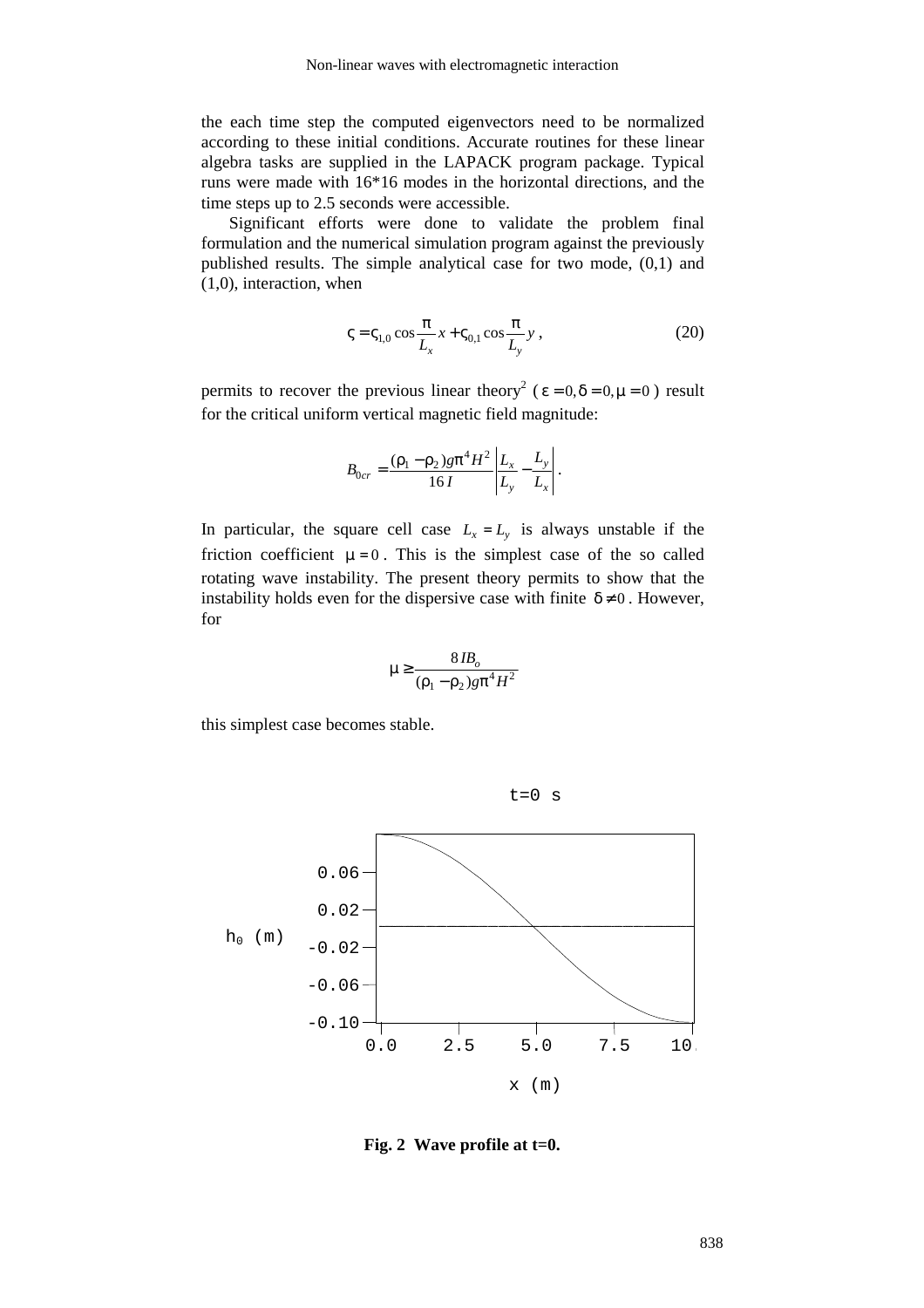the each time step the computed eigenvectors need to be normalized according to these initial conditions. Accurate routines for these linear algebra tasks are supplied in the LAPACK program package. Typical runs were made with 16*16 modes in the horizontal directions, and the time steps up to 2.5 seconds were accessible.

Significant efforts were done to validate the problem final formulation and the numerical simulation program against the previously published results. The simple analytical case for two mode, (0,1) and (1,0), interaction, when

$$\varsigma = \varsigma_{1,0} \cos\frac{\pi}{L_x} x + \varsigma_{0,1} \cos\frac{\pi}{L_y} y \, , \tag{20}$$

permits to recover the previous linear theory[2] ($\varepsilon = 0, \delta = 0, \mu = 0$) result for the critical uniform vertical magnetic field magnitude:

$$B_{0cr} = \frac{(\rho_1 - \rho_2) g \pi^4 H^2}{16 I} \left| \frac{L_x}{L_y} - \frac{L_y}{L_x} \right| .$$

In particular, the square cell case $L_x = L_y$ is always unstable if the friction coefficient $\mu = 0$. This is the simplest case of the so called rotating wave instability. The present theory permits to show that the instability holds even for the dispersive case with finite $\delta \neq 0$. However, for

$$\mu \geq \frac{8 I B_o}{(\rho_1 - \rho_2) g \pi^4 H^2}$$

this simplest case becomes stable.

**Fig. 2 Wave profile at t=0.**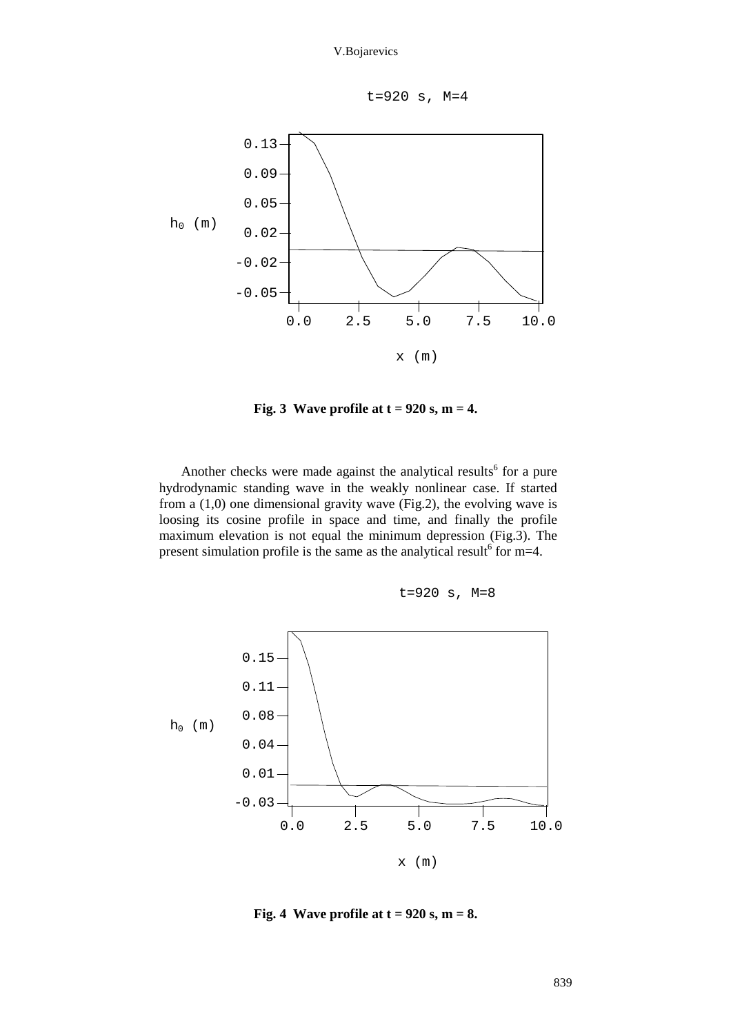**Fig. 3 Wave profile at t = 920 s, m = 4.**

Another checks were made against the analytical results[6] for a pure hydrodynamic standing wave in the weakly nonlinear case. If started from a (1,0) one dimensional gravity wave (Fig.2), the evolving wave is loosing its cosine profile in space and time, and finally the profile maximum elevation is not equal the minimum depression (Fig.3). The present simulation profile is the same as the analytical result[6] for m=4.

**Fig. 4 Wave profile at t = 920 s, m = 8.**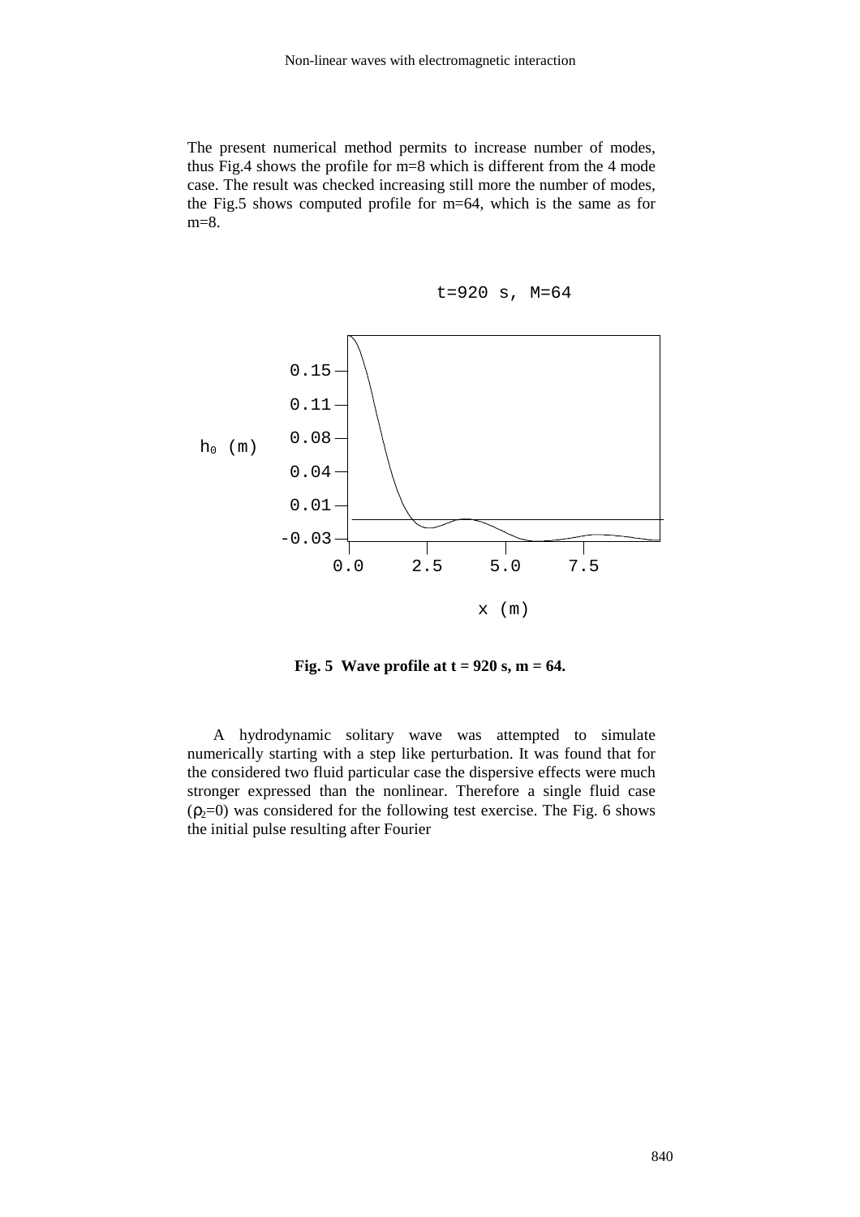The present numerical method permits to increase number of modes, thus Fig.4 shows the profile for m=8 which is different from the 4 mode case. The result was checked increasing still more the number of modes, the Fig.5 shows computed profile for m=64, which is the same as for m=8.

**Fig. 5 Wave profile at t = 920 s, m = 64.**

A hydrodynamic solitary wave was attempted to simulate numerically starting with a step like perturbation. It was found that for the considered two fluid particular case the dispersive effects were much stronger expressed than the nonlinear. Therefore a single fluid case ($\rho_2$=0) was considered for the following test exercise. The Fig. 6 shows the initial pulse resulting after Fourier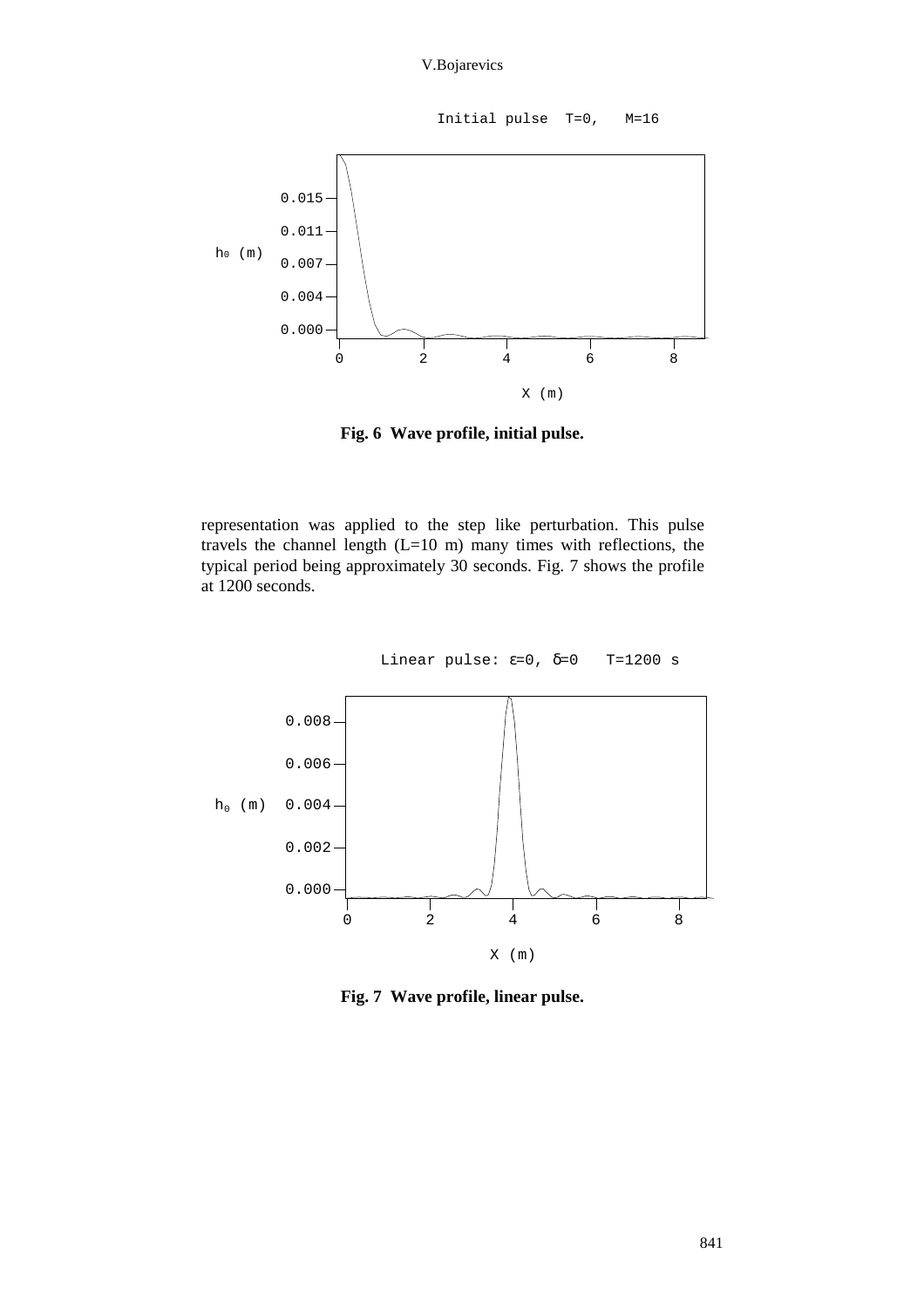Fig. 6  Wave profile, initial pulse.

representation was applied to the step like perturbation. This pulse travels the channel length (L=10 m) many times with reflections, the typical period being approximately 30 seconds. Fig. 7 shows the profile at 1200 seconds.

Fig. 7  Wave profile, linear pulse.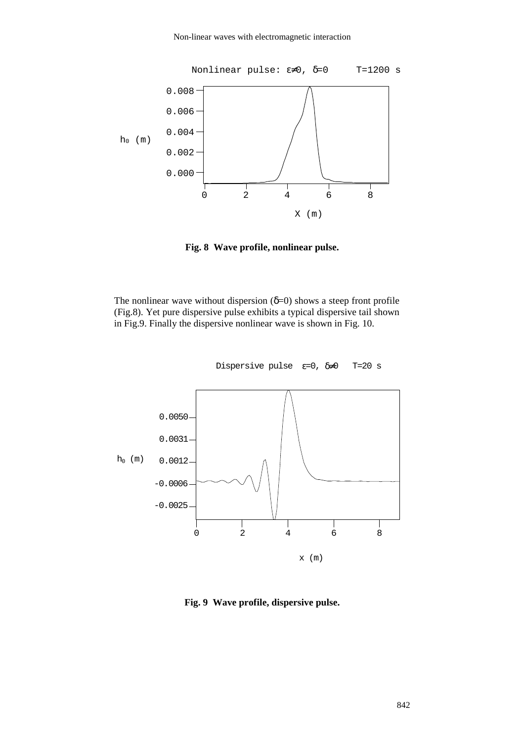**Fig. 8 Wave profile, nonlinear pulse.**

The nonlinear wave without dispersion ($\delta$=0) shows a steep front profile (Fig.8). Yet pure dispersive pulse exhibits a typical dispersive tail shown in Fig.9. Finally the dispersive nonlinear wave is shown in Fig. 10.

**Fig. 9 Wave profile, dispersive pulse.**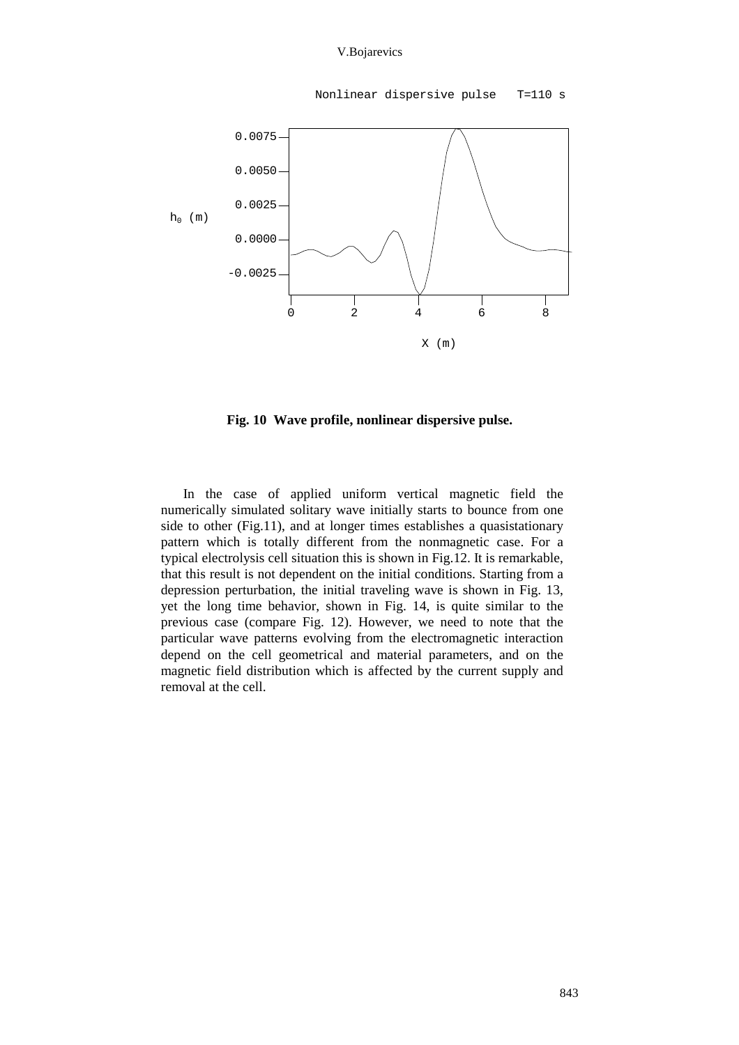**Fig. 10 Wave profile, nonlinear dispersive pulse.**

In the case of applied uniform vertical magnetic field the numerically simulated solitary wave initially starts to bounce from one side to other (Fig.11), and at longer times establishes a quasistationary pattern which is totally different from the nonmagnetic case. For a typical electrolysis cell situation this is shown in Fig.12. It is remarkable, that this result is not dependent on the initial conditions. Starting from a depression perturbation, the initial traveling wave is shown in Fig. 13, yet the long time behavior, shown in Fig. 14, is quite similar to the previous case (compare Fig. 12). However, we need to note that the particular wave patterns evolving from the electromagnetic interaction depend on the cell geometrical and material parameters, and on the magnetic field distribution which is affected by the current supply and removal at the cell.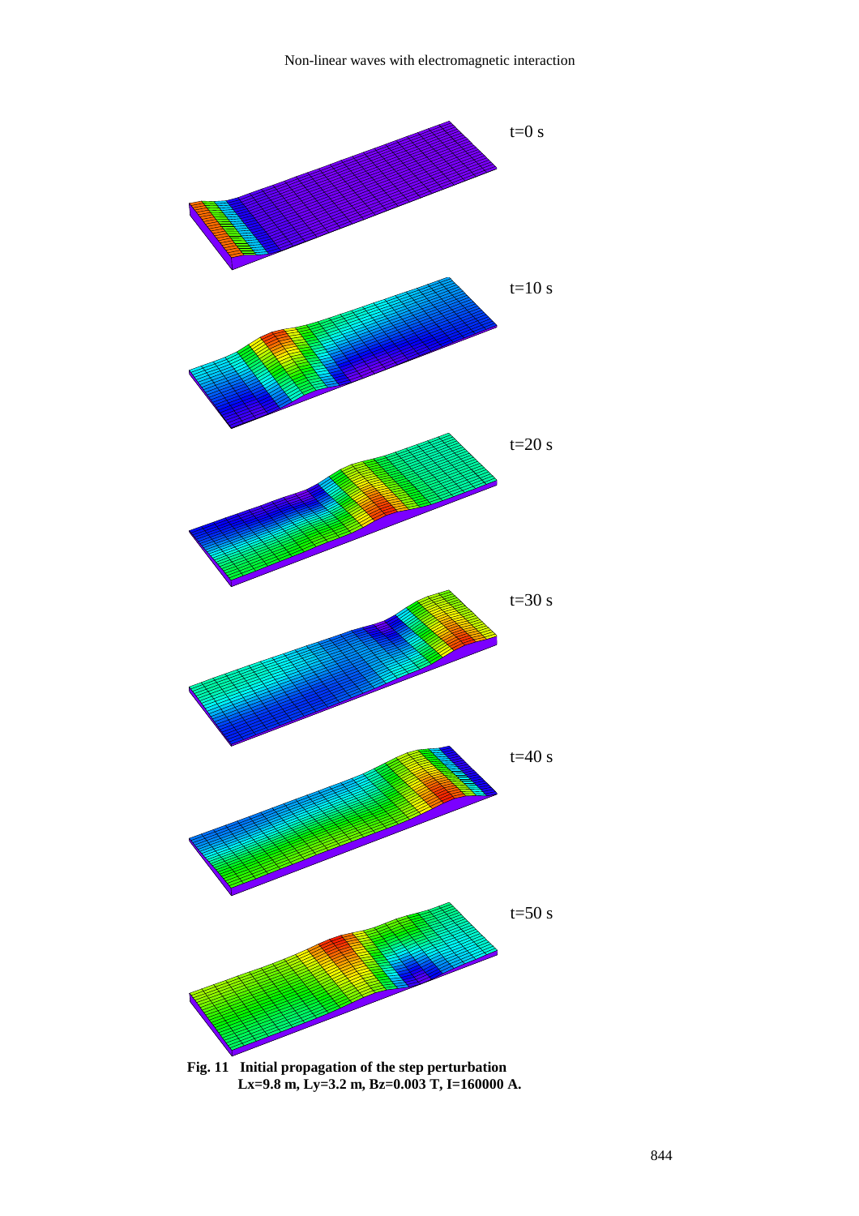t=0 s

t=10 s

t=20 s

t=30 s

t=40 s

t=50 s

**Fig. 11 Initial propagation of the step perturbation Lx=9.8 m, Ly=3.2 m, Bz=0.003 T, I=160000 A.**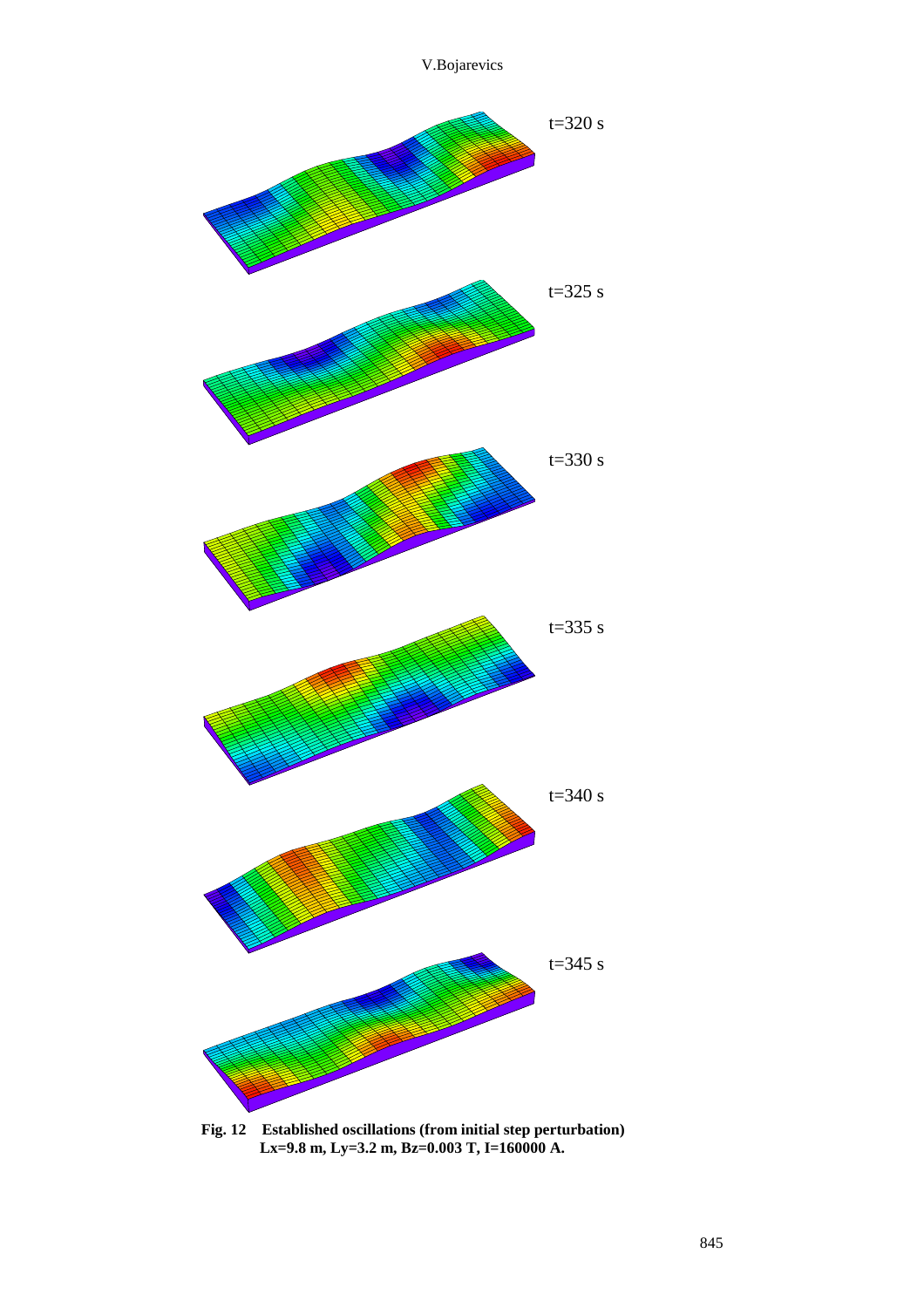t=320 s

t=325 s

t=330 s

t=335 s

t=340 s

t=345 s

**Fig. 12 Established oscillations (from initial step perturbation) Lx=9.8 m, Ly=3.2 m, Bz=0.003 T, I=160000 A.**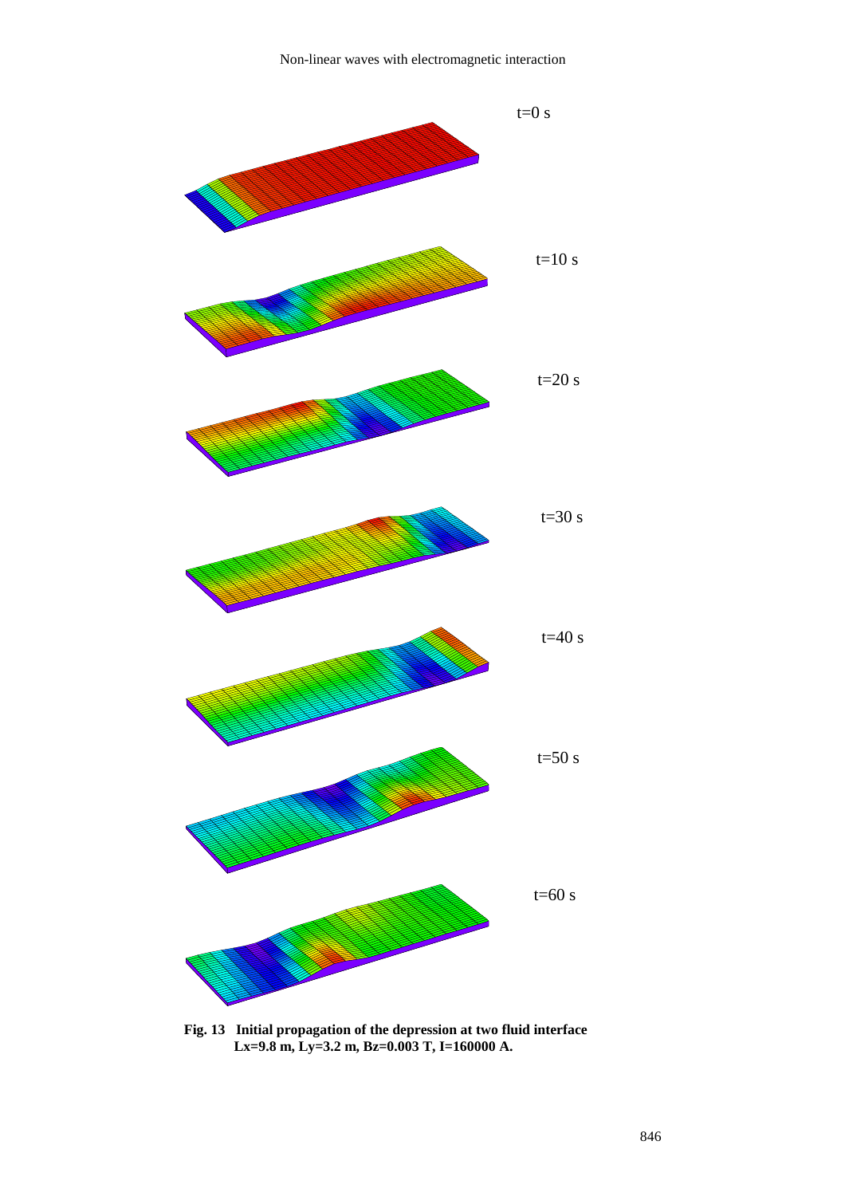t=0 s

t=10 s

t=20 s

t=30 s

t=40 s

t=50 s

t=60 s

**Fig. 13 Initial propagation of the depression at two fluid interface Lx=9.8 m, Ly=3.2 m, Bz=0.003 T, I=160000 A.**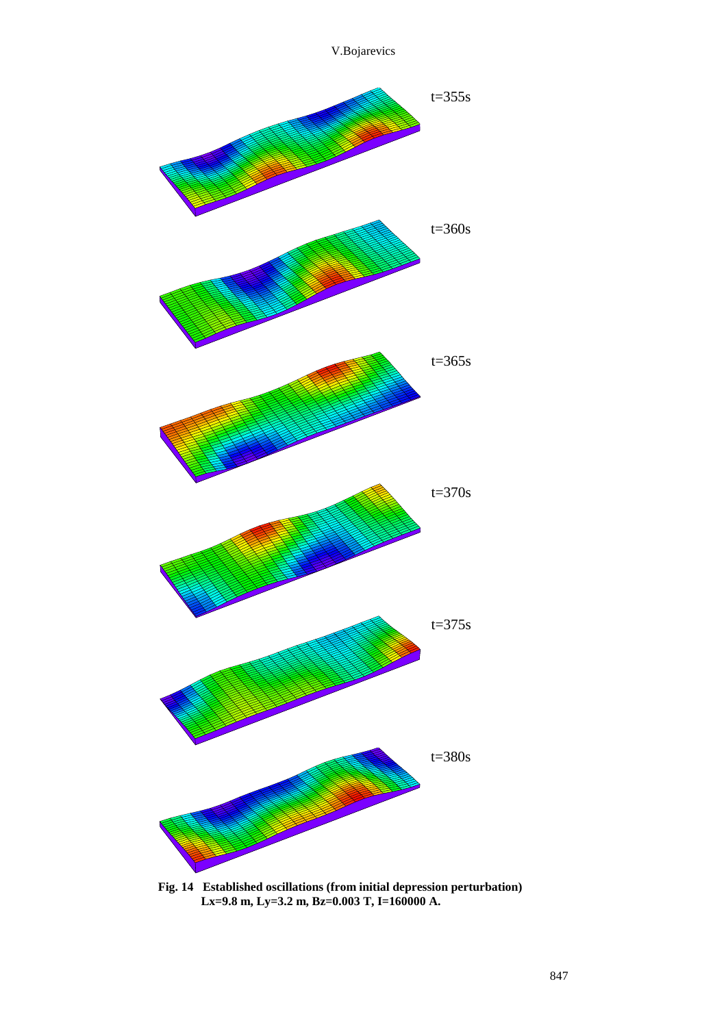t=355s

t=360s

t=365s

t=370s

t=375s

t=380s

**Fig. 14 Established oscillations (from initial depression perturbation) Lx=9.8 m, Ly=3.2 m, Bz=0.003 T, I=160000 A.**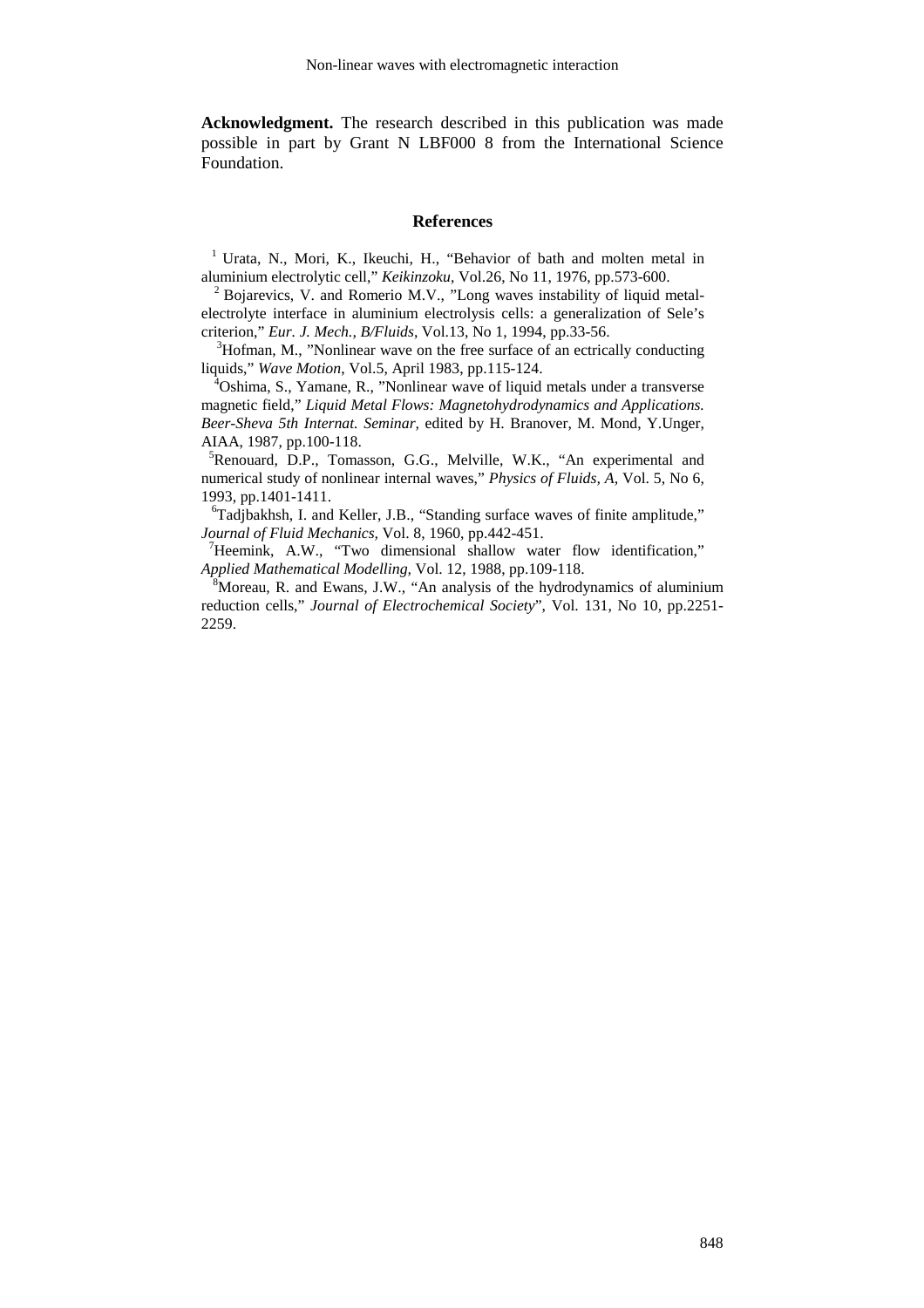**Acknowledgment.** The research described in this publication was made possible in part by Grant N LBF000 8 from the International Science Foundation.

## References

[1] Urata, N., Mori, K., Ikeuchi, H., "Behavior of bath and molten metal in aluminium electrolytic cell," *Keikinzoku*, Vol.26, No 11, 1976, pp.573-600.

[2] Bojarevics, V. and Romerio M.V., "Long waves instability of liquid metal-electrolyte interface in aluminium electrolysis cells: a generalization of Sele's criterion," *Eur. J. Mech., B/Fluids*, Vol.13, No 1, 1994, pp.33-56.

[3] Hofman, M., "Nonlinear wave on the free surface of an ectrically conducting liquids," *Wave Motion*, Vol.5, April 1983, pp.115-124.

[4] Oshima, S., Yamane, R., "Nonlinear wave of liquid metals under a transverse magnetic field," *Liquid Metal Flows: Magnetohydrodynamics and Applications. Beer-Sheva 5th Internat. Seminar,* edited by H. Branover, M. Mond, Y.Unger, AIAA, 1987, pp.100-118.

[5] Renouard, D.P., Tomasson, G.G., Melville, W.K., "An experimental and numerical study of nonlinear internal waves," *Physics of Fluids, A*, Vol. 5, No 6, 1993, pp.1401-1411.

[6] Tadjbakhsh, I. and Keller, J.B., "Standing surface waves of finite amplitude," *Journal of Fluid Mechanics*, Vol. 8, 1960, pp.442-451.

[7] Heemink, A.W., "Two dimensional shallow water flow identification," *Applied Mathematical Modelling*, Vol. 12, 1988, pp.109-118.

[8] Moreau, R. and Ewans, J.W., "An analysis of the hydrodynamics of aluminium reduction cells," *Journal of Electrochemical Society*", Vol. 131, No 10, pp.2251-2259.